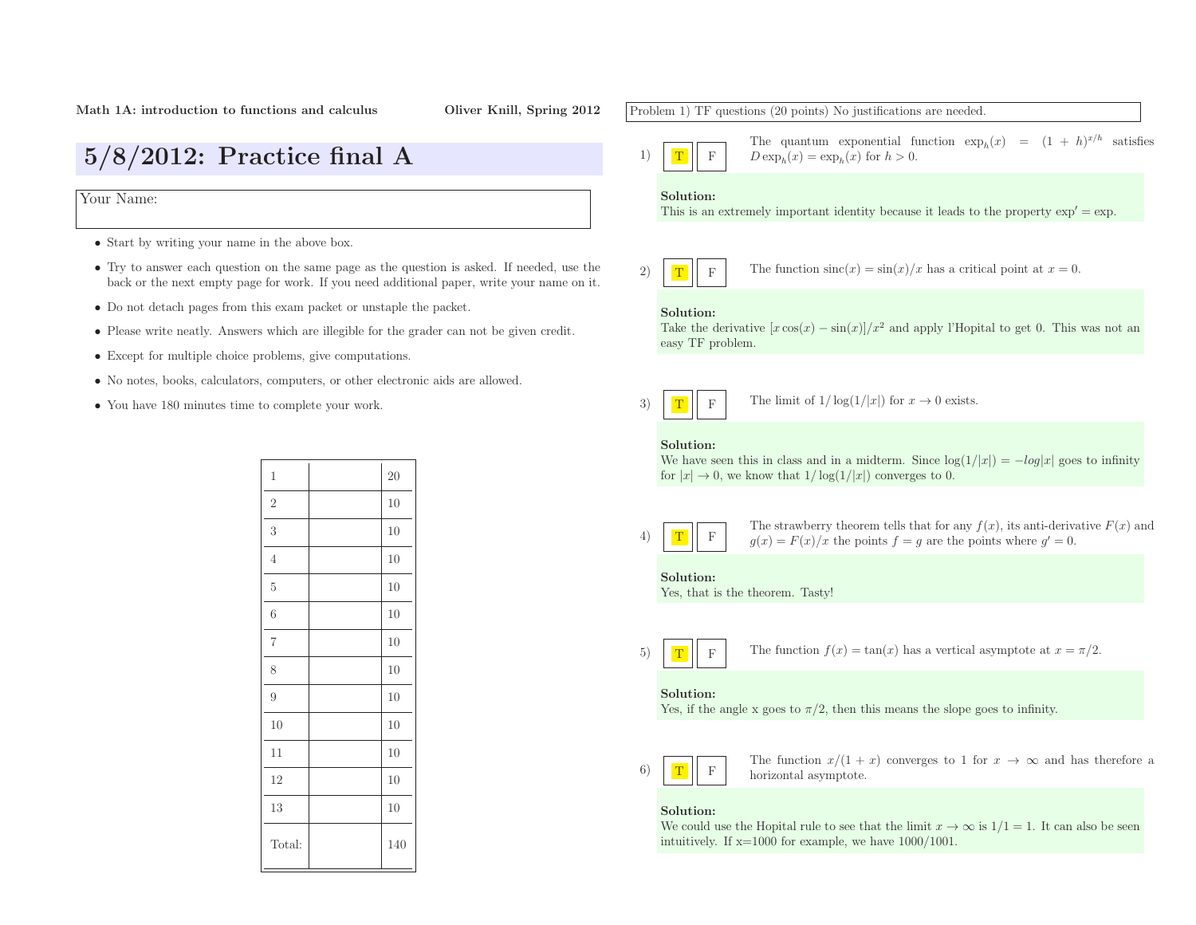**Math 1A: introduction to functions and calculus** **Oliver Knill, Spring 2012**

# 5/8/2012: Practice final A

Your Name:

- Start by writing your name in the above box.
- Try to answer each question on the same page as the question is asked. If needed, use the back or the next empty page for work. If you need additional paper, write your name on it.
- Do not detach pages from this exam packet or unstaple the packet.
- Please write neatly. Answers which are illegible for the grader can not be given credit.
- Except for multiple choice problems, give computations.
- No notes, books, calculators, computers, or other electronic aids are allowed.
- You have 180 minutes time to complete your work.

| | | |
|---|---|---|
| 1 | | 20 |
| 2 | | 10 |
| 3 | | 10 |
| 4 | | 10 |
| 5 | | 10 |
| 6 | | 10 |
| 7 | | 10 |
| 8 | | 10 |
| 9 | | 10 |
| 10 | | 10 |
| 11 | | 10 |
| 12 | | 10 |
| 13 | | 10 |
| Total: | | 140 |

Problem 1) TF questions (20 points) No justifications are needed.

1) **T** F The quantum exponential function $\exp_h(x) = (1 + h)^{x/h}$ satisfies $D \exp_h(x) = \exp_h(x)$ for $h > 0$.

**Solution:**
This is an extremely important identity because it leads to the property $\exp' = \exp$.

2) **T** F The function $\text{sinc}(x) = \sin(x)/x$ has a critical point at $x = 0$.

**Solution:**
Take the derivative $[x \cos(x) - \sin(x)]/x^2$ and apply l'Hopital to get 0. This was not an easy TF problem.

3) **T** F The limit of $1/\log(1/|x|)$ for $x \to 0$ exists.

**Solution:**
We have seen this in class and in a midterm. Since $\log(1/|x|) = -log|x|$ goes to infinity for $|x| \to 0$, we know that $1/\log(1/|x|)$ converges to 0.

4) **T** F The strawberry theorem tells that for any $f(x)$, its anti-derivative $F(x)$ and $g(x) = F(x)/x$ the points $f = g$ are the points where $g' = 0$.

**Solution:**
Yes, that is the theorem. Tasty!

5) **T** F The function $f(x) = \tan(x)$ has a vertical asymptote at $x = \pi/2$.

**Solution:**
Yes, if the angle x goes to $\pi/2$, then this means the slope goes to infinity.

6) **T** F The function $x/(1 + x)$ converges to 1 for $x \to \infty$ and has therefore a horizontal asymptote.

**Solution:**
We could use the Hopital rule to see that the limit $x \to \infty$ is $1/1 = 1$. It can also be seen intuitively. If x=1000 for example, we have 1000/1001.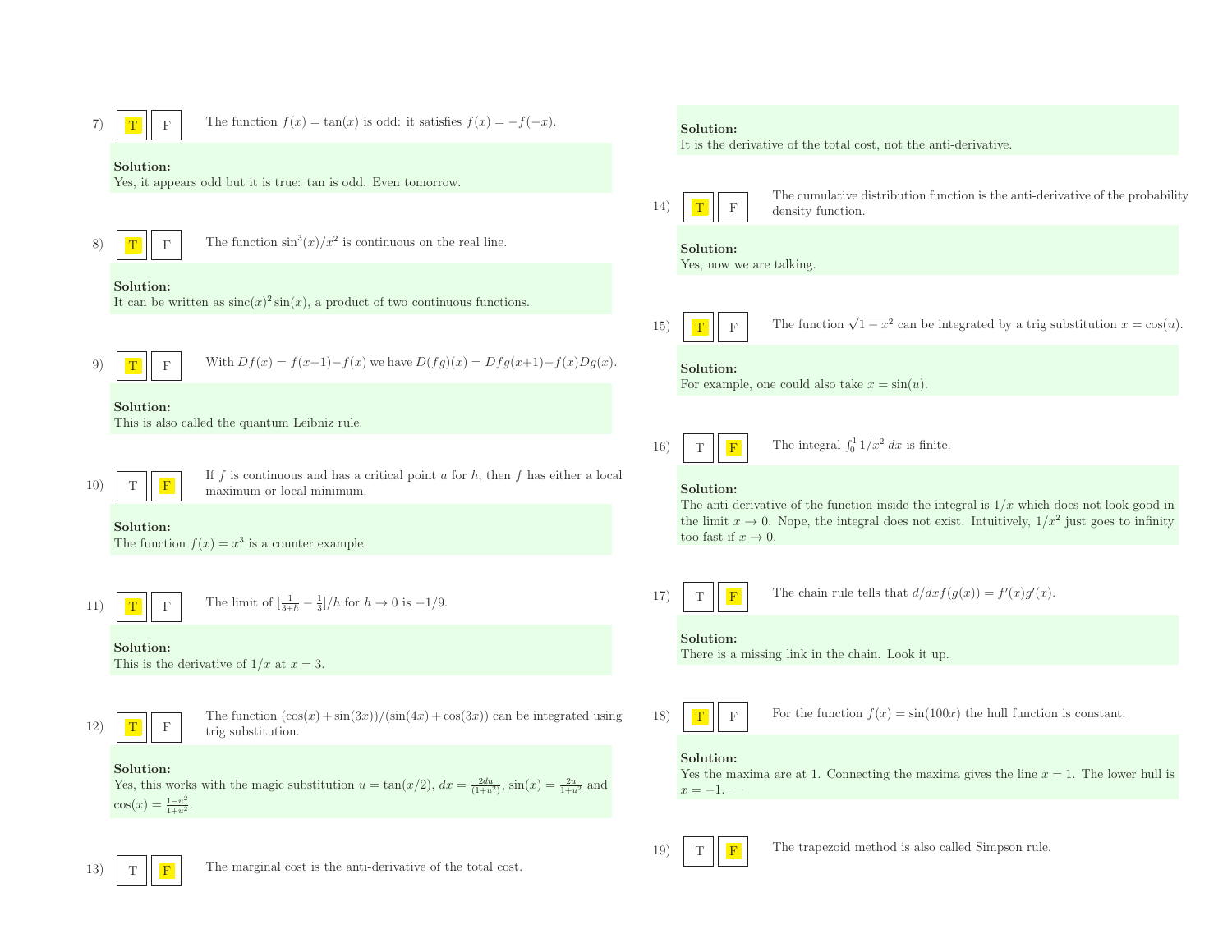7) **T** F The function $f(x) = \tan(x)$ is odd: it satisfies $f(x) = -f(-x)$.

**Solution:**
Yes, it appears odd but it is true: tan is odd. Even tomorrow.

8) **T** F The function $\sin^3(x)/x^2$ is continuous on the real line.

**Solution:**
It can be written as $\text{sinc}(x)^2 \sin(x)$, a product of two continuous functions.

9) **T** F With $Df(x) = f(x+1) - f(x)$ we have $D(fg)(x) = Dfg(x+1) + f(x)Dg(x)$.

**Solution:**
This is also called the quantum Leibniz rule.

10) T **F** If $f$ is continuous and has a critical point $a$ for $h$, then $f$ has either a local maximum or local minimum.

**Solution:**
The function $f(x) = x^3$ is a counter example.

11) **T** F The limit of $[\frac{1}{3+h} - \frac{1}{3}]/h$ for $h \to 0$ is $-1/9$.

**Solution:**
This is the derivative of $1/x$ at $x = 3$.

12) **T** F The function $(\cos(x) + \sin(3x))/(\sin(4x) + \cos(3x))$ can be integrated using trig substitution.

**Solution:**
Yes, this works with the magic substitution $u = \tan(x/2)$, $dx = \frac{2du}{(1+u^2)}$, $\sin(x) = \frac{2u}{1+u^2}$ and $\cos(x) = \frac{1-u^2}{1+u^2}$.

13) T **F** The marginal cost is the anti-derivative of the total cost.

**Solution:**
It is the derivative of the total cost, not the anti-derivative.

14) **T** F The cumulative distribution function is the anti-derivative of the probability density function.

**Solution:**
Yes, now we are talking.

15) **T** F The function $\sqrt{1-x^2}$ can be integrated by a trig substitution $x = \cos(u)$.

**Solution:**
For example, one could also take $x = \sin(u)$.

16) T **F** The integral $\int_0^1 1/x^2 \, dx$ is finite.

**Solution:**
The anti-derivative of the function inside the integral is $1/x$ which does not look good in the limit $x \to 0$. Nope, the integral does not exist. Intuitively, $1/x^2$ just goes to infinity too fast if $x \to 0$.

17) T **F** The chain rule tells that $d/dx f(g(x)) = f'(x)g'(x)$.

**Solution:**
There is a missing link in the chain. Look it up.

18) **T** F For the function $f(x) = \sin(100x)$ the hull function is constant.

**Solution:**
Yes the maxima are at 1. Connecting the maxima gives the line $x = 1$. The lower hull is $x = -1$. —

19) T **F** The trapezoid method is also called Simpson rule.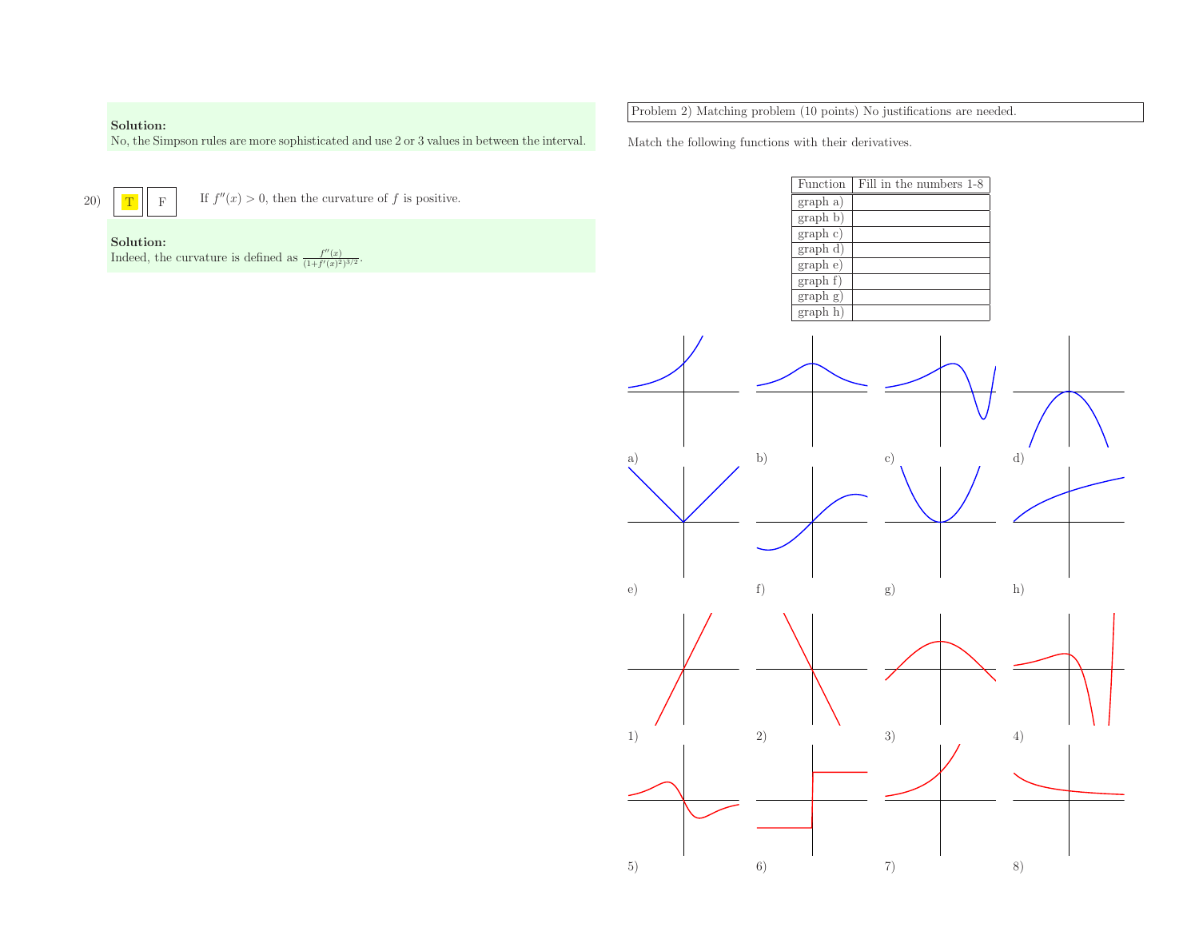**Solution:**
No, the Simpson rules are more sophisticated and use 2 or 3 values in between the interval.

20) T F If $f''(x) > 0$, then the curvature of $f$ is positive.

**Solution:**
Indeed, the curvature is defined as $\frac{f''(x)}{(1+f'(x)^2)^{3/2}}$.

Problem 2) Matching problem (10 points) No justifications are needed.

Match the following functions with their derivatives.

| Function | Fill in the numbers 1-8 |
|---|---|
| graph a) | |
| graph b) | |
| graph c) | |
| graph d) | |
| graph e) | |
| graph f) | |
| graph g) | |
| graph h) | |

a) b) c) d)

e) f) g) h)

1) 2) 3) 4)

5) 6) 7) 8)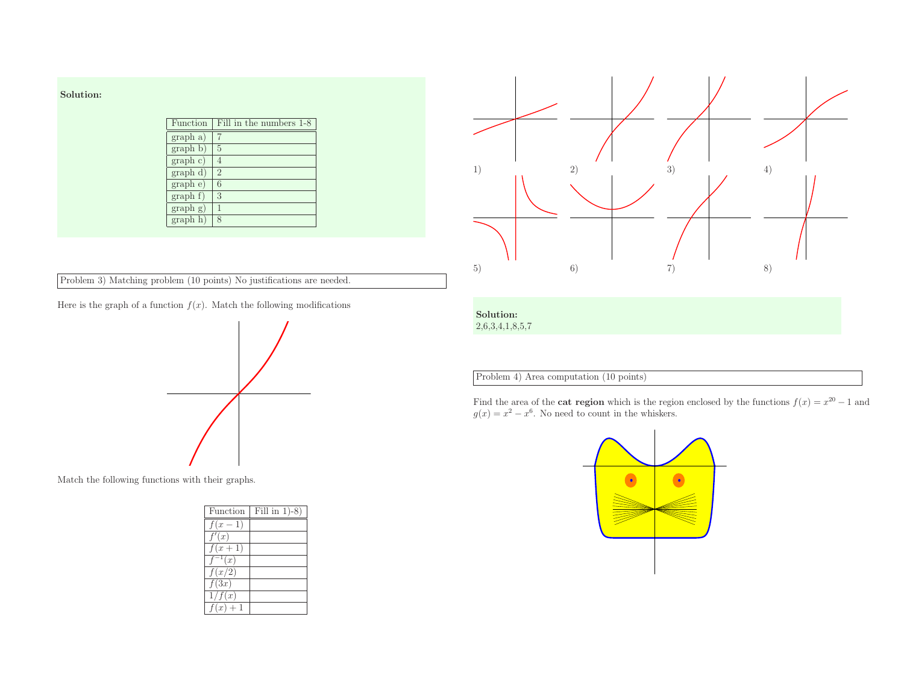**Solution:**

| Function | Fill in the numbers 1-8 |
|---|---|
| graph a) | 7 |
| graph b) | 5 |
| graph c) | 4 |
| graph d) | 2 |
| graph e) | 6 |
| graph f) | 3 |
| graph g) | 1 |
| graph h) | 8 |

Problem 3) Matching problem (10 points) No justifications are needed.

Here is the graph of a function $f(x)$. Match the following modifications

Match the following functions with their graphs.

| Function | Fill in 1)-8) |
|---|---|
| $f(x-1)$ | |
| $f'(x)$ | |
| $f(x+1)$ | |
| $f^{-1}(x)$ | |
| $f(x/2)$ | |
| $f(3x)$ | |
| $1/f(x)$ | |
| $f(x)+1$ | |

1) 2) 3) 4)

5) 6) 7) 8)

**Solution:**
2,6,3,4,1,8,5,7

Problem 4) Area computation (10 points)

Find the area of the **cat region** which is the region enclosed by the functions $f(x) = x^{20} - 1$ and $g(x) = x^2 - x^6$. No need to count in the whiskers.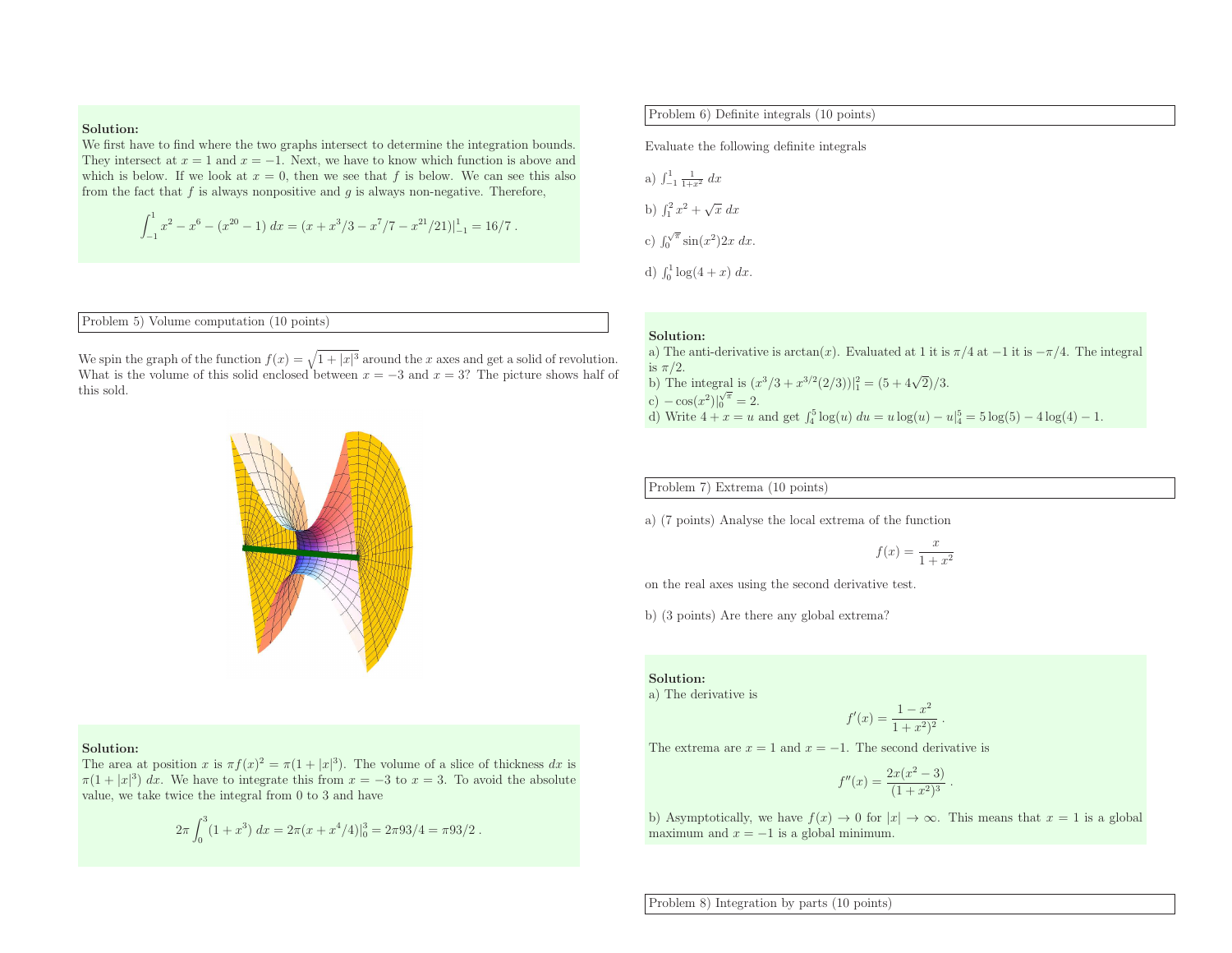**Solution:**
We first have to find where the two graphs intersect to determine the integration bounds. They intersect at $x = 1$ and $x = -1$. Next, we have to know which function is above and which is below. If we look at $x = 0$, then we see that $f$ is below. We can see this also from the fact that $f$ is always nonpositive and $g$ is always non-negative. Therefore,

$$\int_{-1}^{1} x^2 - x^6 - (x^{20} - 1)\, dx = (x + x^3/3 - x^7/7 - x^{21}/21)|_{-1}^{1} = 16/7 .$$

## Problem 5) Volume computation (10 points)

We spin the graph of the function $f(x) = \sqrt{1 + |x|^3}$ around the $x$ axes and get a solid of revolution. What is the volume of this solid enclosed between $x = -3$ and $x = 3$? The picture shows half of this sold.

**Solution:**
The area at position $x$ is $\pi f(x)^2 = \pi(1 + |x|^3)$. The volume of a slice of thickness $dx$ is $\pi(1 + |x|^3)\, dx$. We have to integrate this from $x = -3$ to $x = 3$. To avoid the absolute value, we take twice the integral from 0 to 3 and have

$$2\pi \int_0^3 (1 + x^3)\, dx = 2\pi(x + x^4/4)|_0^3 = 2\pi 93/4 = \pi 93/2 .$$

## Problem 6) Definite integrals (10 points)

Evaluate the following definite integrals

a) $\int_{-1}^{1} \frac{1}{1+x^2}\, dx$

b) $\int_1^2 x^2 + \sqrt{x}\, dx$

c) $\int_0^{\sqrt{\pi}} \sin(x^2) 2x\, dx$.

d) $\int_0^1 \log(4 + x)\, dx$.

**Solution:**
a) The anti-derivative is $\arctan(x)$. Evaluated at 1 it is $\pi/4$ at $-1$ it is $-\pi/4$. The integral is $\pi/2$.
b) The integral is $(x^3/3 + x^{3/2}(2/3))|_1^2 = (5 + 4\sqrt{2})/3$.
c) $-\cos(x^2)|_0^{\sqrt{\pi}} = 2$.
d) Write $4 + x = u$ and get $\int_4^5 \log(u)\, du = u \log(u) - u|_4^5 = 5 \log(5) - 4 \log(4) - 1$.

## Problem 7) Extrema (10 points)

a) (7 points) Analyse the local extrema of the function

$$f(x) = \frac{x}{1 + x^2}$$

on the real axes using the second derivative test.

b) (3 points) Are there any global extrema?

**Solution:**
a) The derivative is

$$f'(x) = \frac{1 - x^2}{1 + x^2)^2} .$$

The extrema are $x = 1$ and $x = -1$. The second derivative is

$$f''(x) = \frac{2x(x^2 - 3)}{(1 + x^2)^3} .$$

b) Asymptotically, we have $f(x) \to 0$ for $|x| \to \infty$. This means that $x = 1$ is a global maximum and $x = -1$ is a global minimum.

## Problem 8) Integration by parts (10 points)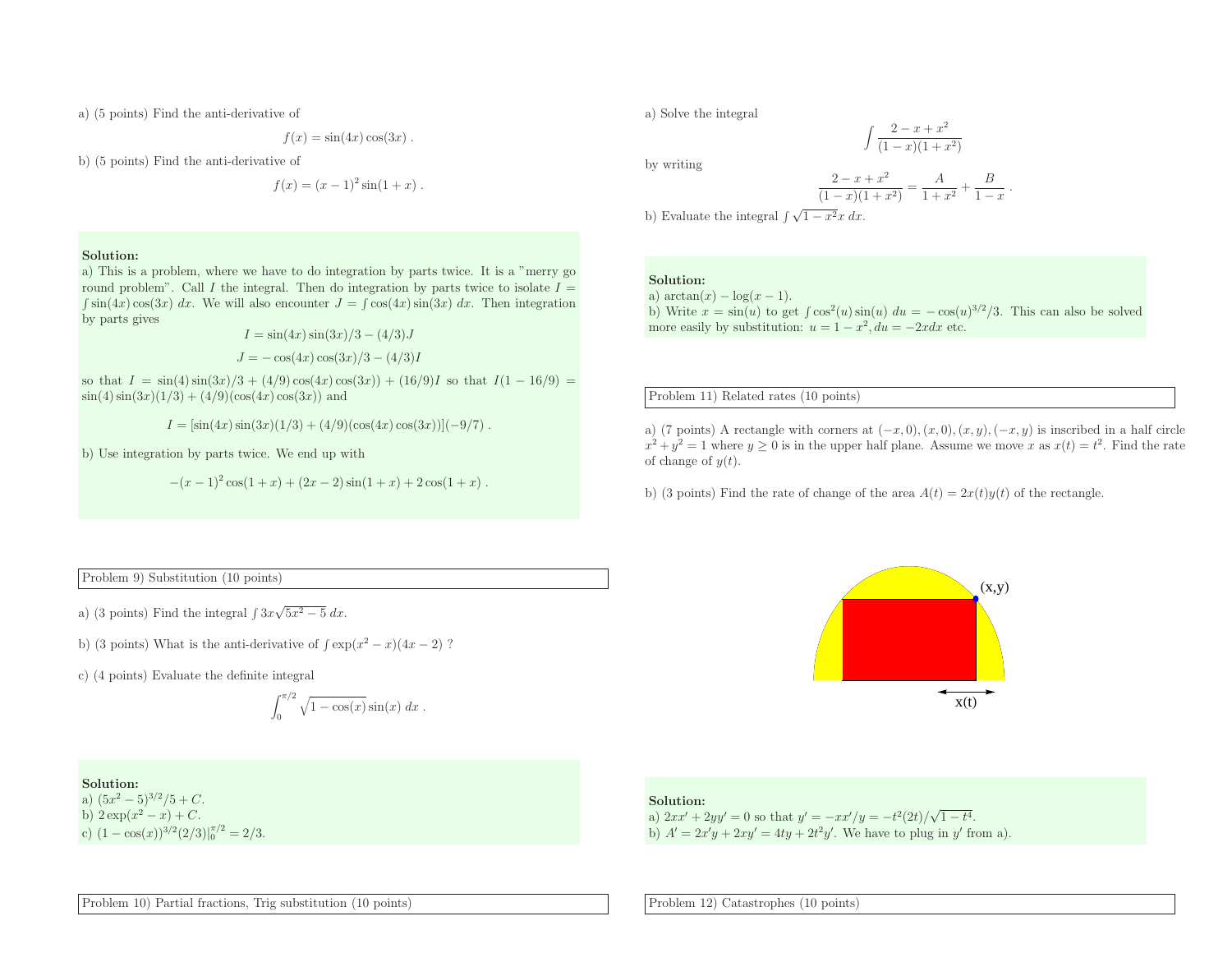a) (5 points) Find the anti-derivative of

$$f(x) = \sin(4x)\cos(3x) .$$

b) (5 points) Find the anti-derivative of

$$f(x) = (x-1)^2 \sin(1+x) .$$

**Solution:**
a) This is a problem, where we have to do integration by parts twice. It is a "merry go round problem". Call $I$ the integral. Then do integration by parts twice to isolate $I = \int \sin(4x)\cos(3x)\ dx$. We will also encounter $J = \int \cos(4x)\sin(3x)\ dx$. Then integration by parts gives

$$I = \sin(4x)\sin(3x)/3 - (4/3)J$$

$$J = -\cos(4x)\cos(3x)/3 - (4/3)I$$

so that $I = \sin(4)\sin(3x)/3 + (4/9)\cos(4x)\cos(3x)) + (16/9)I$ so that $I(1-16/9) = \sin(4)\sin(3x)(1/3) + (4/9)(\cos(4x)\cos(3x))$ and

$$I = [\sin(4x)\sin(3x)(1/3) + (4/9)(\cos(4x)\cos(3x))](-9/7) .$$

b) Use integration by parts twice. We end up with

$$-(x-1)^2\cos(1+x) + (2x-2)\sin(1+x) + 2\cos(1+x) .$$

Problem 9) Substitution (10 points)

a) (3 points) Find the integral $\int 3x\sqrt{5x^2-5}\ dx$.

b) (3 points) What is the anti-derivative of $\int \exp(x^2-x)(4x-2)$ ?

c) (4 points) Evaluate the definite integral

$$\int_0^{\pi/2} \sqrt{1-\cos(x)}\sin(x)\ dx .$$

**Solution:**
a) $(5x^2-5)^{3/2}/5 + C$.
b) $2\exp(x^2-x) + C$.
c) $(1-\cos(x))^{3/2}(2/3)|_0^{\pi/2} = 2/3$.

Problem 10) Partial fractions, Trig substitution (10 points)

a) Solve the integral

$$\int \frac{2-x+x^2}{(1-x)(1+x^2)}$$

by writing

$$\frac{2-x+x^2}{(1-x)(1+x^2)} = \frac{A}{1+x^2} + \frac{B}{1-x} .$$

b) Evaluate the integral $\int \sqrt{1-x^2}x\ dx$.

**Solution:**
a) $\arctan(x) - \log(x-1)$.
b) Write $x = \sin(u)$ to get $\int \cos^2(u)\sin(u)\ du = -\cos(u)^{3/2}/3$. This can also be solved more easily by substitution: $u = 1-x^2, du = -2xdx$ etc.

Problem 11) Related rates (10 points)

a) (7 points) A rectangle with corners at $(-x,0),(x,0),(x,y),(-x,y)$ is inscribed in a half circle $x^2+y^2=1$ where $y \geq 0$ is in the upper half plane. Assume we move $x$ as $x(t) = t^2$. Find the rate of change of $y(t)$.

b) (3 points) Find the rate of change of the area $A(t) = 2x(t)y(t)$ of the rectangle.

(x,y)

x(t)

**Solution:**
a) $2xx' + 2yy' = 0$ so that $y' = -xx'/y = -t^2(2t)/\sqrt{1-t^4}$.
b) $A' = 2x'y + 2xy' = 4ty + 2t^2y'$. We have to plug in $y'$ from a).

Problem 12) Catastrophes (10 points)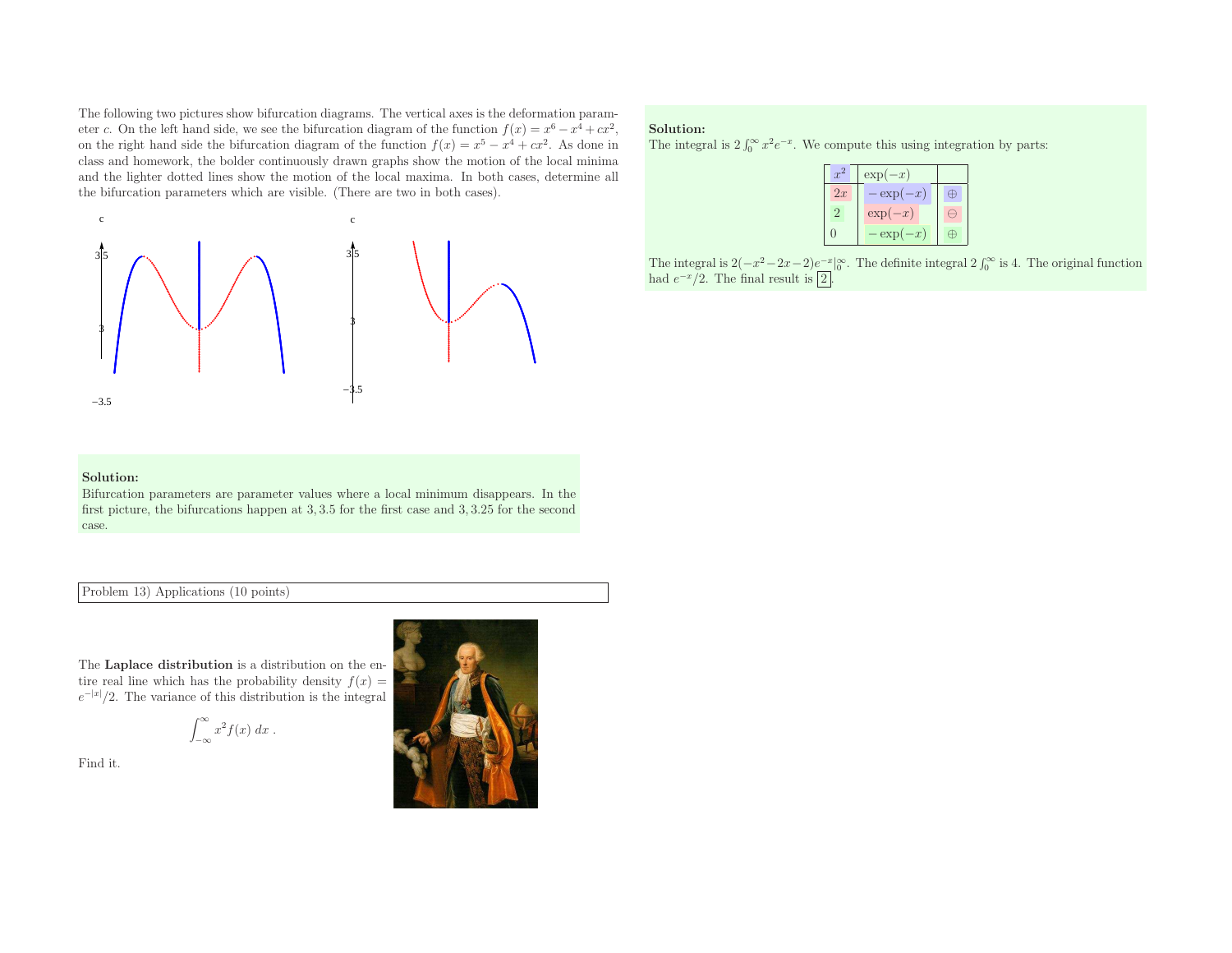The following two pictures show bifurcation diagrams. The vertical axes is the deformation parameter $c$. On the left hand side, we see the bifurcation diagram of the function $f(x) = x^6 - x^4 + cx^2$, on the right hand side the bifurcation diagram of the function $f(x) = x^5 - x^4 + cx^2$. As done in class and homework, the bolder continuously drawn graphs show the motion of the local minima and the lighter dotted lines show the motion of the local maxima. In both cases, determine all the bifurcation parameters which are visible. (There are two in both cases).

c

3.5

3

−3.5

c

3.5

3

−3.5

**Solution:**
Bifurcation parameters are parameter values where a local minimum disappears. In the first picture, the bifurcations happen at $3, 3.5$ for the first case and $3, 3.25$ for the second case.

Problem 13) Applications (10 points)

The **Laplace distribution** is a distribution on the entire real line which has the probability density $f(x) = e^{-|x|}/2$. The variance of this distribution is the integral

$$\int_{-\infty}^{\infty} x^2 f(x)\, dx .$$

Find it.

**Solution:**
The integral is $2\int_0^\infty x^2 e^{-x}$. We compute this using integration by parts:

| $x^2$ | $\exp(-x)$ | |
|---|---|---|
| $2x$ | $-\exp(-x)$ | $\oplus$ |
| $2$ | $\exp(-x)$ | $\ominus$ |
| $0$ | $-\exp(-x)$ | $\oplus$ |

The integral is $2(-x^2-2x-2)e^{-x}|_0^\infty$. The definite integral $2\int_0^\infty$ is 4. The original function had $e^{-x}/2$. The final result is $\boxed{2}$.